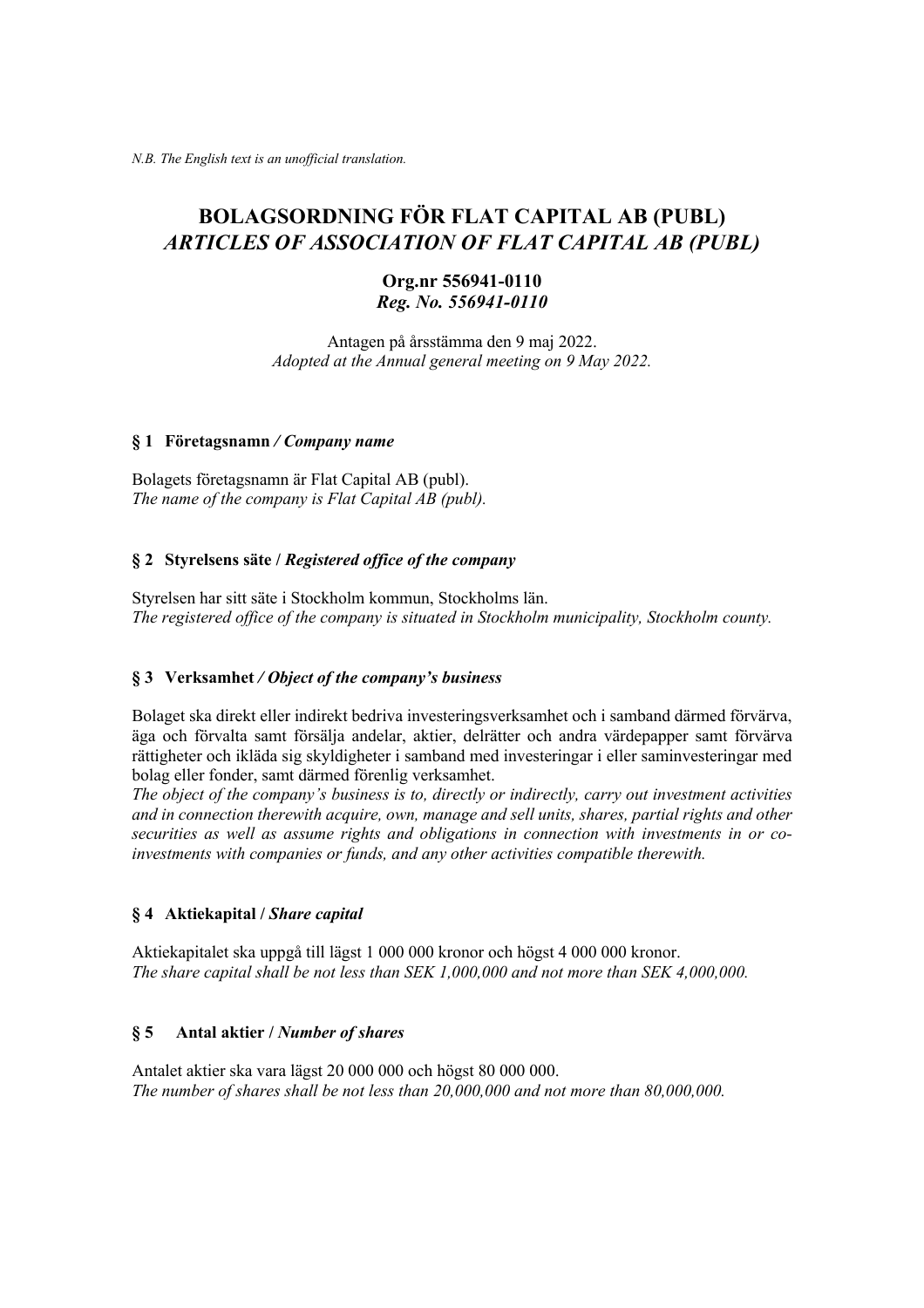*N.B. The English text is an unofficial translation.*

# BOLAGSORDNING FÖR FLAT CAPITAL AB (PUBL)
# *ARTICLES OF ASSOCIATION OF FLAT CAPITAL AB (PUBL)*

**Org.nr 556941-0110**
***Reg. No. 556941-0110***

Antagen på årsstämma den 9 maj 2022.
*Adopted at the Annual general meeting on 9 May 2022.*

### § 1 Företagsnamn */ Company name*

Bolagets företagsnamn är Flat Capital AB (publ).
*The name of the company is Flat Capital AB (publ).*

### § 2 Styrelsens säte / *Registered office of the company*

Styrelsen har sitt säte i Stockholm kommun, Stockholms län.
*The registered office of the company is situated in Stockholm municipality, Stockholm county.*

### § 3 Verksamhet */ Object of the company's business*

Bolaget ska direkt eller indirekt bedriva investeringsverksamhet och i samband därmed förvärva, äga och förvalta samt försälja andelar, aktier, delrätter och andra värdepapper samt förvärva rättigheter och ikläda sig skyldigheter i samband med investeringar i eller saminvesteringar med bolag eller fonder, samt därmed förenlig verksamhet.
*The object of the company's business is to, directly or indirectly, carry out investment activities and in connection therewith acquire, own, manage and sell units, shares, partial rights and other securities as well as assume rights and obligations in connection with investments in or co-investments with companies or funds, and any other activities compatible therewith.*

### § 4 Aktiekapital / *Share capital*

Aktiekapitalet ska uppgå till lägst 1 000 000 kronor och högst 4 000 000 kronor.
*The share capital shall be not less than SEK 1,000,000 and not more than SEK 4,000,000.*

### § 5 Antal aktier / *Number of shares*

Antalet aktier ska vara lägst 20 000 000 och högst 80 000 000.
*The number of shares shall be not less than 20,000,000 and not more than 80,000,000.*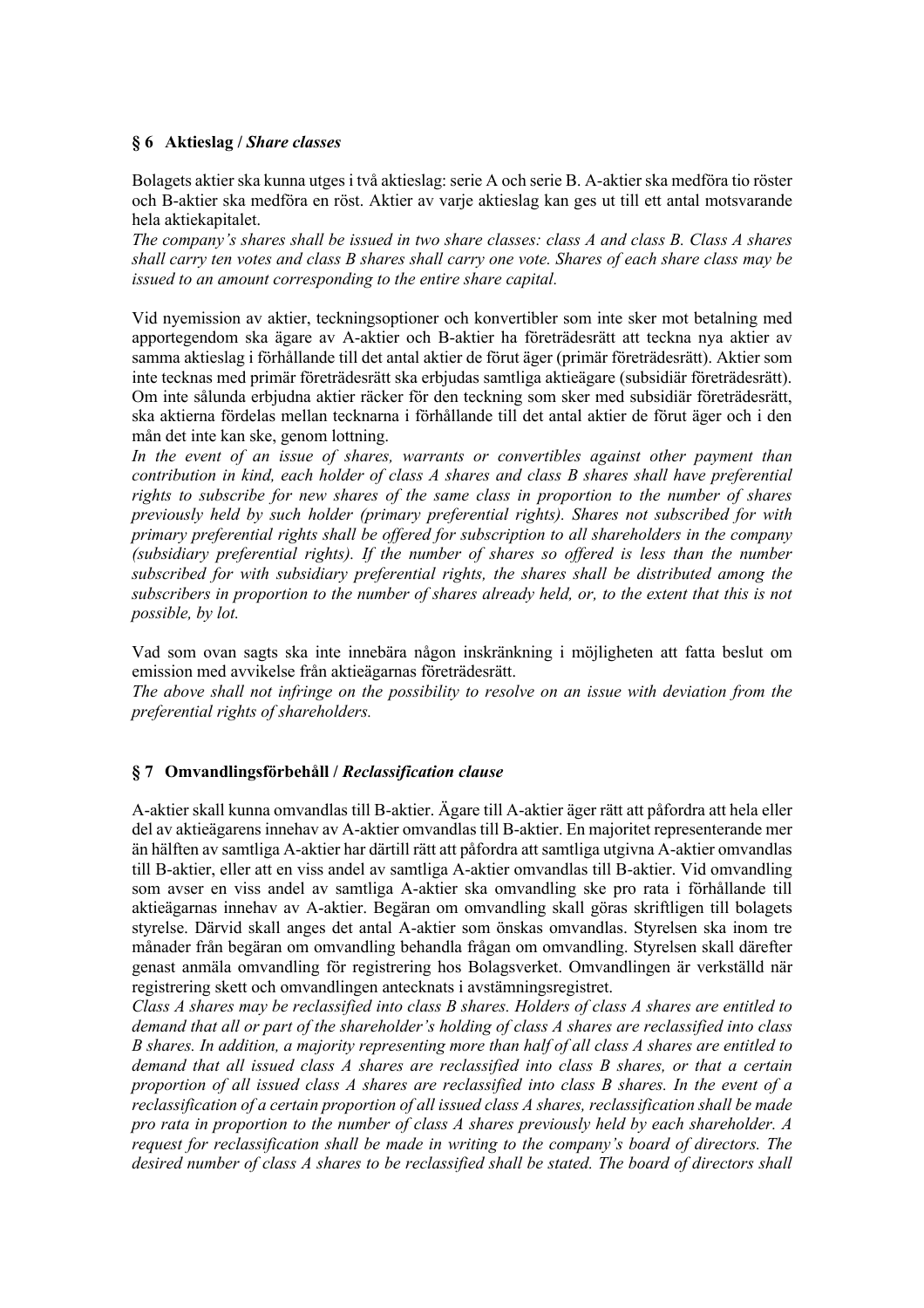### § 6 Aktieslag / *Share classes*

Bolagets aktier ska kunna utges i två aktieslag: serie A och serie B. A-aktier ska medföra tio röster och B-aktier ska medföra en röst. Aktier av varje aktieslag kan ges ut till ett antal motsvarande hela aktiekapitalet.
*The company's shares shall be issued in two share classes: class A and class B. Class A shares shall carry ten votes and class B shares shall carry one vote. Shares of each share class may be issued to an amount corresponding to the entire share capital.*

Vid nyemission av aktier, teckningsoptioner och konvertibler som inte sker mot betalning med apportegendom ska ägare av A-aktier och B-aktier ha företrädesrätt att teckna nya aktier av samma aktieslag i förhållande till det antal aktier de förut äger (primär företrädesrätt). Aktier som inte tecknas med primär företrädesrätt ska erbjudas samtliga aktieägare (subsidiär företrädesrätt). Om inte sålunda erbjudna aktier räcker för den teckning som sker med subsidiär företrädesrätt, ska aktierna fördelas mellan tecknarna i förhållande till det antal aktier de förut äger och i den mån det inte kan ske, genom lottning.
*In the event of an issue of shares, warrants or convertibles against other payment than contribution in kind, each holder of class A shares and class B shares shall have preferential rights to subscribe for new shares of the same class in proportion to the number of shares previously held by such holder (primary preferential rights). Shares not subscribed for with primary preferential rights shall be offered for subscription to all shareholders in the company (subsidiary preferential rights). If the number of shares so offered is less than the number subscribed for with subsidiary preferential rights, the shares shall be distributed among the subscribers in proportion to the number of shares already held, or, to the extent that this is not possible, by lot.*

Vad som ovan sagts ska inte innebära någon inskränkning i möjligheten att fatta beslut om emission med avvikelse från aktieägarnas företrädesrätt.
*The above shall not infringe on the possibility to resolve on an issue with deviation from the preferential rights of shareholders.*

### § 7 Omvandlingsförbehåll / *Reclassification clause*

A-aktier skall kunna omvandlas till B-aktier. Ägare till A-aktier äger rätt att påfordra att hela eller del av aktieägarens innehav av A-aktier omvandlas till B-aktier. En majoritet representerande mer än hälften av samtliga A-aktier har därtill rätt att påfordra att samtliga utgivna A-aktier omvandlas till B-aktier, eller att en viss andel av samtliga A-aktier omvandlas till B-aktier. Vid omvandling som avser en viss andel av samtliga A-aktier ska omvandling ske pro rata i förhållande till aktieägarnas innehav av A-aktier. Begäran om omvandling skall göras skriftligen till bolagets styrelse. Därvid skall anges det antal A-aktier som önskas omvandlas. Styrelsen ska inom tre månader från begäran om omvandling behandla frågan om omvandling. Styrelsen skall därefter genast anmäla omvandling för registrering hos Bolagsverket. Omvandlingen är verkställd när registrering skett och omvandlingen antecknats i avstämningsregistret.
*Class A shares may be reclassified into class B shares. Holders of class A shares are entitled to demand that all or part of the shareholder's holding of class A shares are reclassified into class B shares. In addition, a majority representing more than half of all class A shares are entitled to demand that all issued class A shares are reclassified into class B shares, or that a certain proportion of all issued class A shares are reclassified into class B shares. In the event of a reclassification of a certain proportion of all issued class A shares, reclassification shall be made pro rata in proportion to the number of class A shares previously held by each shareholder. A request for reclassification shall be made in writing to the company's board of directors. The desired number of class A shares to be reclassified shall be stated. The board of directors shall*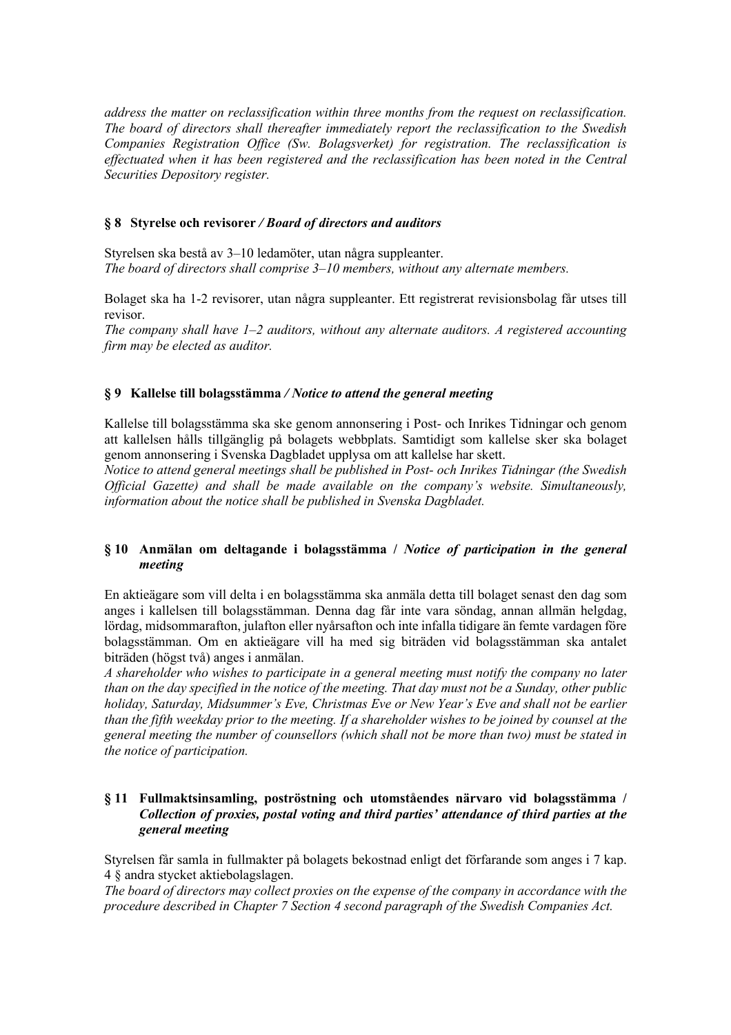*address the matter on reclassification within three months from the request on reclassification. The board of directors shall thereafter immediately report the reclassification to the Swedish Companies Registration Office (Sw. Bolagsverket) for registration. The reclassification is effectuated when it has been registered and the reclassification has been noted in the Central Securities Depository register.*

### § 8 Styrelse och revisorer */ Board of directors and auditors*

Styrelsen ska bestå av 3–10 ledamöter, utan några suppleanter.
*The board of directors shall comprise 3–10 members, without any alternate members.*

Bolaget ska ha 1-2 revisorer, utan några suppleanter. Ett registrerat revisionsbolag får utses till revisor.
*The company shall have 1–2 auditors, without any alternate auditors. A registered accounting firm may be elected as auditor.*

### § 9 Kallelse till bolagsstämma */ Notice to attend the general meeting*

Kallelse till bolagsstämma ska ske genom annonsering i Post- och Inrikes Tidningar och genom att kallelsen hålls tillgänglig på bolagets webbplats. Samtidigt som kallelse sker ska bolaget genom annonsering i Svenska Dagbladet upplysa om att kallelse har skett.
*Notice to attend general meetings shall be published in Post- och Inrikes Tidningar (the Swedish Official Gazette) and shall be made available on the company's website. Simultaneously, information about the notice shall be published in Svenska Dagbladet.*

### § 10 Anmälan om deltagande i bolagsstämma / *Notice of participation in the general meeting*

En aktieägare som vill delta i en bolagsstämma ska anmäla detta till bolaget senast den dag som anges i kallelsen till bolagsstämman. Denna dag får inte vara söndag, annan allmän helgdag, lördag, midsommarafton, julafton eller nyårsafton och inte infalla tidigare än femte vardagen före bolagsstämman. Om en aktieägare vill ha med sig biträden vid bolagsstämman ska antalet biträden (högst två) anges i anmälan.
*A shareholder who wishes to participate in a general meeting must notify the company no later than on the day specified in the notice of the meeting. That day must not be a Sunday, other public holiday, Saturday, Midsummer's Eve, Christmas Eve or New Year's Eve and shall not be earlier than the fifth weekday prior to the meeting. If a shareholder wishes to be joined by counsel at the general meeting the number of counsellors (which shall not be more than two) must be stated in the notice of participation.*

### § 11 Fullmaktsinsamling, poströstning och utomståendes närvaro vid bolagsstämma / *Collection of proxies, postal voting and third parties' attendance of third parties at the general meeting*

Styrelsen får samla in fullmakter på bolagets bekostnad enligt det förfarande som anges i 7 kap. 4 § andra stycket aktiebolagslagen.
*The board of directors may collect proxies on the expense of the company in accordance with the procedure described in Chapter 7 Section 4 second paragraph of the Swedish Companies Act.*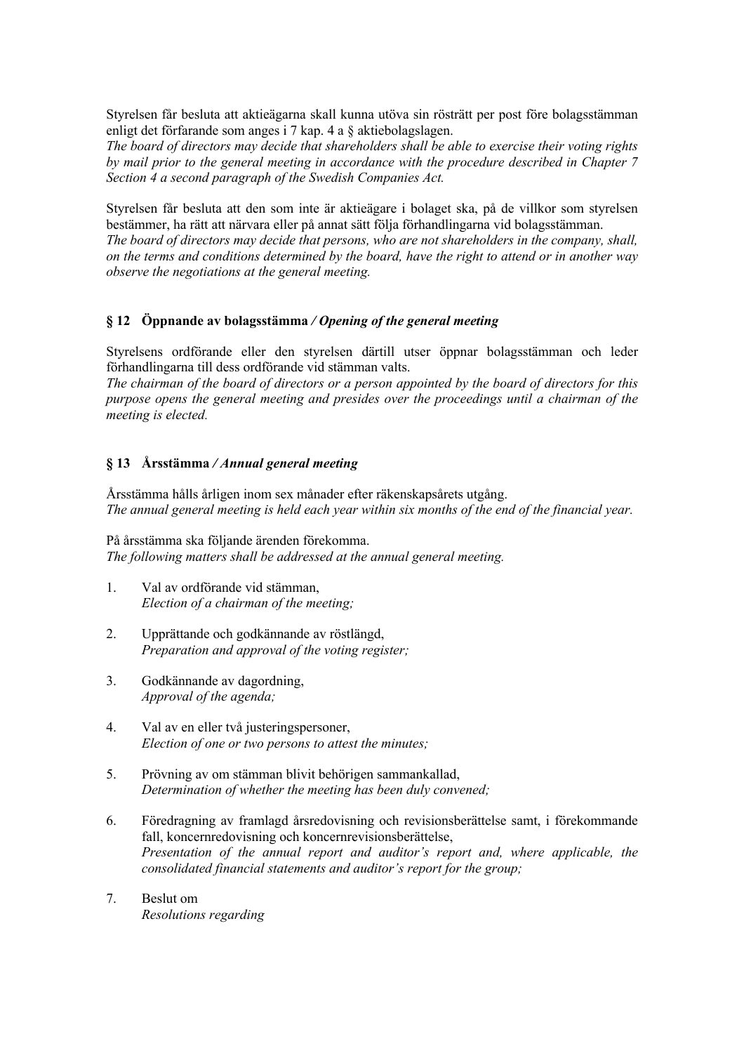Styrelsen får besluta att aktieägarna skall kunna utöva sin rösträtt per post före bolagsstämman enligt det förfarande som anges i 7 kap. 4 a § aktiebolagslagen.
*The board of directors may decide that shareholders shall be able to exercise their voting rights by mail prior to the general meeting in accordance with the procedure described in Chapter 7 Section 4 a second paragraph of the Swedish Companies Act.*

Styrelsen får besluta att den som inte är aktieägare i bolaget ska, på de villkor som styrelsen bestämmer, ha rätt att närvara eller på annat sätt följa förhandlingarna vid bolagsstämman.
*The board of directors may decide that persons, who are not shareholders in the company, shall, on the terms and conditions determined by the board, have the right to attend or in another way observe the negotiations at the general meeting.*

### § 12 Öppnande av bolagsstämma */ Opening of the general meeting*

Styrelsens ordförande eller den styrelsen därtill utser öppnar bolagsstämman och leder förhandlingarna till dess ordförande vid stämman valts.
*The chairman of the board of directors or a person appointed by the board of directors for this purpose opens the general meeting and presides over the proceedings until a chairman of the meeting is elected.*

### § 13 Årsstämma */ Annual general meeting*

Årsstämma hålls årligen inom sex månader efter räkenskapsårets utgång.
*The annual general meeting is held each year within six months of the end of the financial year.*

På årsstämma ska följande ärenden förekomma.
*The following matters shall be addressed at the annual general meeting.*

1. Val av ordförande vid stämman,
   *Election of a chairman of the meeting;*

2. Upprättande och godkännande av röstlängd,
   *Preparation and approval of the voting register;*

3. Godkännande av dagordning,
   *Approval of the agenda;*

4. Val av en eller två justeringspersoner,
   *Election of one or two persons to attest the minutes;*

5. Prövning av om stämman blivit behörigen sammankallad,
   *Determination of whether the meeting has been duly convened;*

6. Föredragning av framlagd årsredovisning och revisionsberättelse samt, i förekommande fall, koncernredovisning och koncernrevisionsberättelse,
   *Presentation of the annual report and auditor's report and, where applicable, the consolidated financial statements and auditor's report for the group;*

7. Beslut om
   *Resolutions regarding*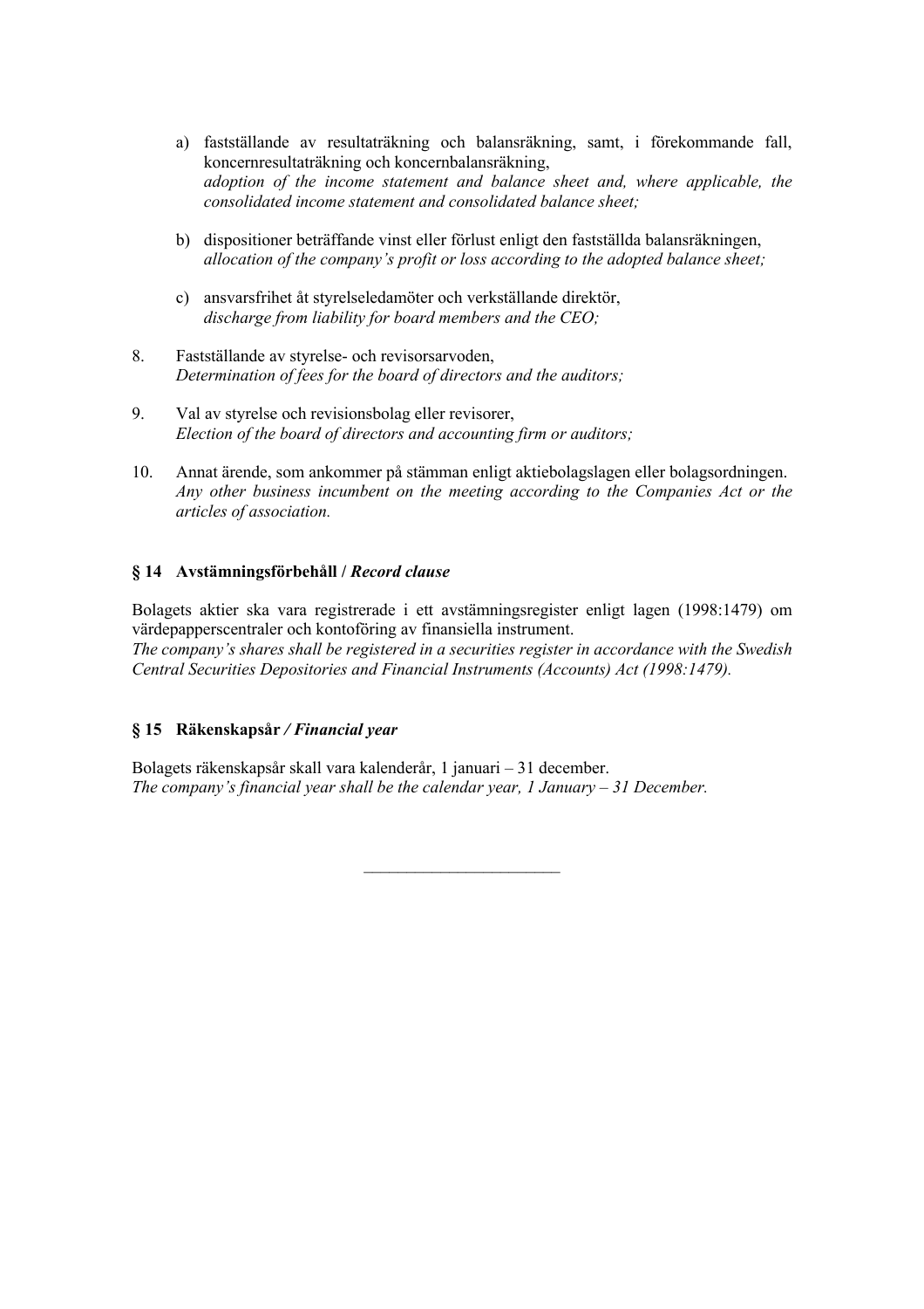a) fastställande av resultaträkning och balansräkning, samt, i förekommande fall, koncernresultaträkning och koncernbalansräkning,
   *adoption of the income statement and balance sheet and, where applicable, the consolidated income statement and consolidated balance sheet;*

b) dispositioner beträffande vinst eller förlust enligt den fastställda balansräkningen,
   *allocation of the company's profit or loss according to the adopted balance sheet;*

c) ansvarsfrihet åt styrelseledamöter och verkställande direktör,
   *discharge from liability for board members and the CEO;*

8. Fastställande av styrelse- och revisorsarvoden,
   *Determination of fees for the board of directors and the auditors;*

9. Val av styrelse och revisionsbolag eller revisorer,
   *Election of the board of directors and accounting firm or auditors;*

10. Annat ärende, som ankommer på stämman enligt aktiebolagslagen eller bolagsordningen.
    *Any other business incumbent on the meeting according to the Companies Act or the articles of association.*

### § 14 Avstämningsförbehåll / *Record clause*

Bolagets aktier ska vara registrerade i ett avstämningsregister enligt lagen (1998:1479) om värdepapperscentraler och kontoföring av finansiella instrument.
*The company's shares shall be registered in a securities register in accordance with the Swedish Central Securities Depositories and Financial Instruments (Accounts) Act (1998:1479).*

### § 15 Räkenskapsår */ Financial year*

Bolagets räkenskapsår skall vara kalenderår, 1 januari – 31 december.
*The company's financial year shall be the calendar year, 1 January – 31 December.*

\_\_\_\_\_\_\_\_\_\_\_\_\_\_\_\_\_\_\_\_\_\_\_\_